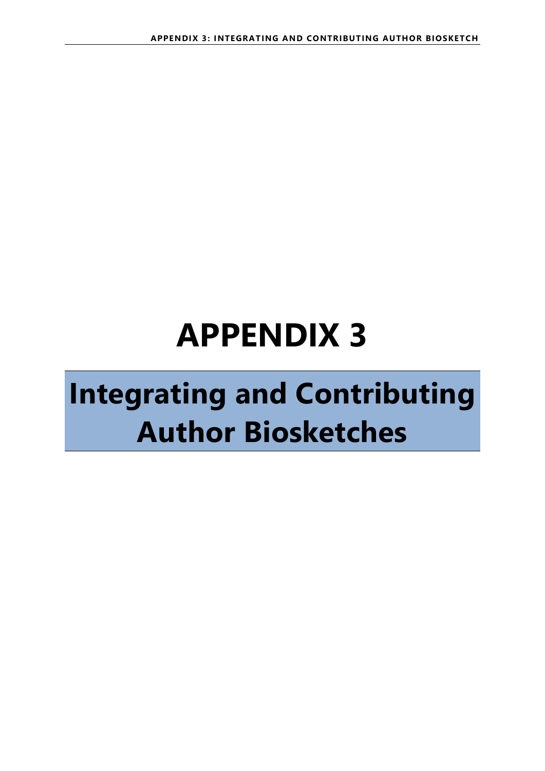# APPENDIX 3

## Integrating and Contributing Author Biosketches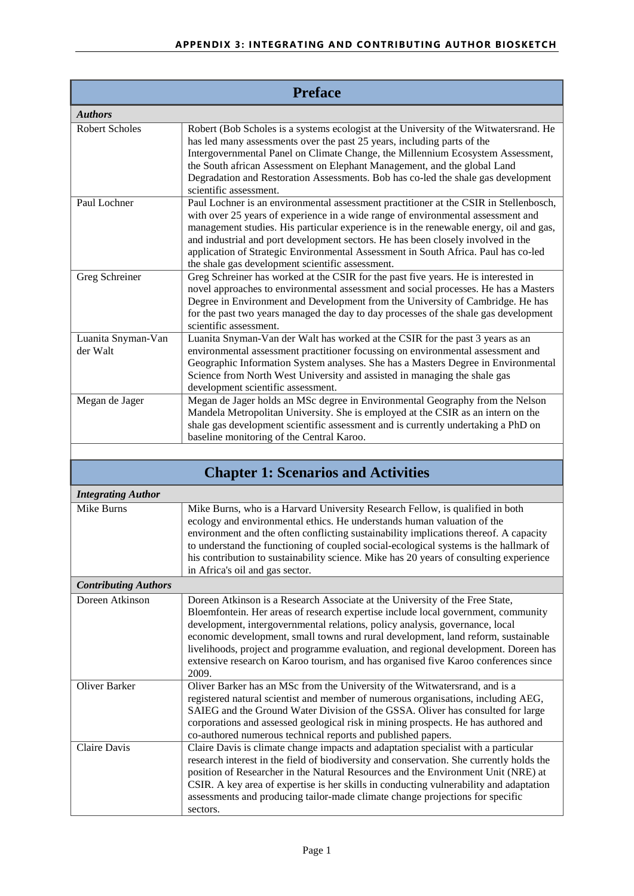## Preface

| *Authors* | |
|---|---|
| Robert Scholes | Robert (Bob Scholes is a systems ecologist at the University of the Witwatersrand. He has led many assessments over the past 25 years, including parts of the Intergovernmental Panel on Climate Change, the Millennium Ecosystem Assessment, the South african Assessment on Elephant Management, and the global Land Degradation and Restoration Assessments. Bob has co-led the shale gas development scientific assessment. |
| Paul Lochner | Paul Lochner is an environmental assessment practitioner at the CSIR in Stellenbosch, with over 25 years of experience in a wide range of environmental assessment and management studies. His particular experience is in the renewable energy, oil and gas, and industrial and port development sectors. He has been closely involved in the application of Strategic Environmental Assessment in South Africa. Paul has co-led the shale gas development scientific assessment. |
| Greg Schreiner | Greg Schreiner has worked at the CSIR for the past five years. He is interested in novel approaches to environmental assessment and social processes. He has a Masters Degree in Environment and Development from the University of Cambridge. He has for the past two years managed the day to day processes of the shale gas development scientific assessment. |
| Luanita Snyman-Van der Walt | Luanita Snyman-Van der Walt has worked at the CSIR for the past 3 years as an environmental assessment practitioner focussing on environmental assessment and Geographic Information System analyses. She has a Masters Degree in Environmental Science from North West University and assisted in managing the shale gas development scientific assessment. |
| Megan de Jager | Megan de Jager holds an MSc degree in Environmental Geography from the Nelson Mandela Metropolitan University. She is employed at the CSIR as an intern on the shale gas development scientific assessment and is currently undertaking a PhD on baseline monitoring of the Central Karoo. |

## Chapter 1: Scenarios and Activities

| *Integrating Author* | |
|---|---|
| Mike Burns | Mike Burns, who is a Harvard University Research Fellow, is qualified in both ecology and environmental ethics. He understands human valuation of the environment and the often conflicting sustainability implications thereof. A capacity to understand the functioning of coupled social-ecological systems is the hallmark of his contribution to sustainability science. Mike has 20 years of consulting experience in Africa's oil and gas sector. |
| ***Contributing Authors*** | |
| Doreen Atkinson | Doreen Atkinson is a Research Associate at the University of the Free State, Bloemfontein. Her areas of research expertise include local government, community development, intergovernmental relations, policy analysis, governance, local economic development, small towns and rural development, land reform, sustainable livelihoods, project and programme evaluation, and regional development. Doreen has extensive research on Karoo tourism, and has organised five Karoo conferences since 2009. |
| Oliver Barker | Oliver Barker has an MSc from the University of the Witwatersrand, and is a registered natural scientist and member of numerous organisations, including AEG, SAIEG and the Ground Water Division of the GSSA. Oliver has consulted for large corporations and assessed geological risk in mining prospects. He has authored and co-authored numerous technical reports and published papers. |
| Claire Davis | Claire Davis is climate change impacts and adaptation specialist with a particular research interest in the field of biodiversity and conservation. She currently holds the position of Researcher in the Natural Resources and the Environment Unit (NRE) at CSIR. A key area of expertise is her skills in conducting vulnerability and adaptation assessments and producing tailor-made climate change projections for specific sectors. |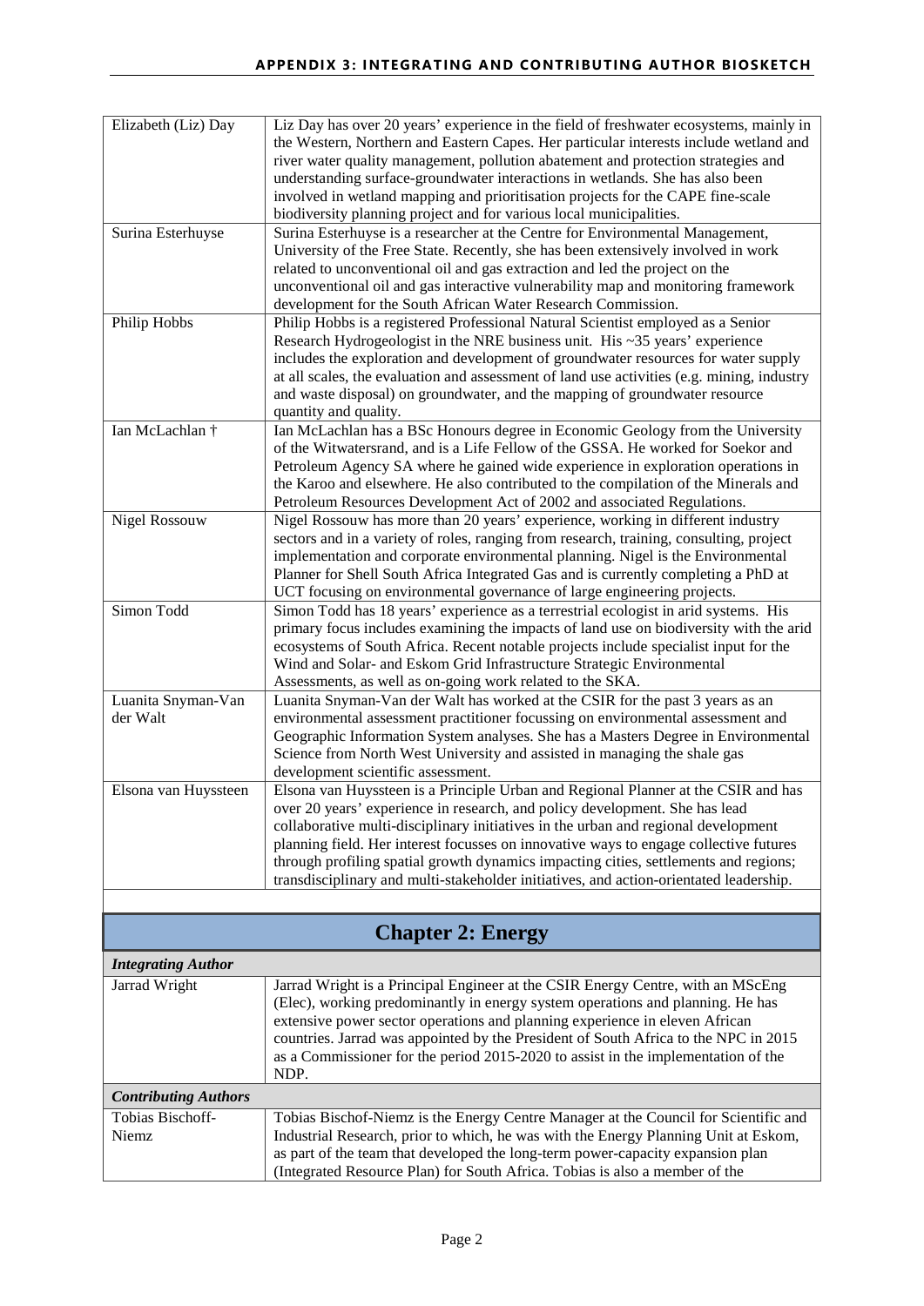| | |
|---|---|
| Elizabeth (Liz) Day | Liz Day has over 20 years' experience in the field of freshwater ecosystems, mainly in the Western, Northern and Eastern Capes. Her particular interests include wetland and river water quality management, pollution abatement and protection strategies and understanding surface-groundwater interactions in wetlands. She has also been involved in wetland mapping and prioritisation projects for the CAPE fine-scale biodiversity planning project and for various local municipalities. |
| Surina Esterhuyse | Surina Esterhuyse is a researcher at the Centre for Environmental Management, University of the Free State. Recently, she has been extensively involved in work related to unconventional oil and gas extraction and led the project on the unconventional oil and gas interactive vulnerability map and monitoring framework development for the South African Water Research Commission. |
| Philip Hobbs | Philip Hobbs is a registered Professional Natural Scientist employed as a Senior Research Hydrogeologist in the NRE business unit. His ~35 years' experience includes the exploration and development of groundwater resources for water supply at all scales, the evaluation and assessment of land use activities (e.g. mining, industry and waste disposal) on groundwater, and the mapping of groundwater resource quantity and quality. |
| Ian McLachlan † | Ian McLachlan has a BSc Honours degree in Economic Geology from the University of the Witwatersrand, and is a Life Fellow of the GSSA. He worked for Soekor and Petroleum Agency SA where he gained wide experience in exploration operations in the Karoo and elsewhere. He also contributed to the compilation of the Minerals and Petroleum Resources Development Act of 2002 and associated Regulations. |
| Nigel Rossouw | Nigel Rossouw has more than 20 years' experience, working in different industry sectors and in a variety of roles, ranging from research, training, consulting, project implementation and corporate environmental planning. Nigel is the Environmental Planner for Shell South Africa Integrated Gas and is currently completing a PhD at UCT focusing on environmental governance of large engineering projects. |
| Simon Todd | Simon Todd has 18 years' experience as a terrestrial ecologist in arid systems. His primary focus includes examining the impacts of land use on biodiversity with the arid ecosystems of South Africa. Recent notable projects include specialist input for the Wind and Solar- and Eskom Grid Infrastructure Strategic Environmental Assessments, as well as on-going work related to the SKA. |
| Luanita Snyman-Van der Walt | Luanita Snyman-Van der Walt has worked at the CSIR for the past 3 years as an environmental assessment practitioner focussing on environmental assessment and Geographic Information System analyses. She has a Masters Degree in Environmental Science from North West University and assisted in managing the shale gas development scientific assessment. |
| Elsona van Huyssteen | Elsona van Huyssteen is a Principle Urban and Regional Planner at the CSIR and has over 20 years' experience in research, and policy development. She has lead collaborative multi-disciplinary initiatives in the urban and regional development planning field. Her interest focusses on innovative ways to engage collective futures through profiling spatial growth dynamics impacting cities, settlements and regions; transdisciplinary and multi-stakeholder initiatives, and action-orientated leadership. |

## Chapter 2: Energy

| | |
|---|---|
| ***Integrating Author*** | |
| Jarrad Wright | Jarrad Wright is a Principal Engineer at the CSIR Energy Centre, with an MScEng (Elec), working predominantly in energy system operations and planning. He has extensive power sector operations and planning experience in eleven African countries. Jarrad was appointed by the President of South Africa to the NPC in 2015 as a Commissioner for the period 2015-2020 to assist in the implementation of the NDP. |
| ***Contributing Authors*** | |
| Tobias Bischoff-Niemz | Tobias Bischof-Niemz is the Energy Centre Manager at the Council for Scientific and Industrial Research, prior to which, he was with the Energy Planning Unit at Eskom, as part of the team that developed the long-term power-capacity expansion plan (Integrated Resource Plan) for South Africa. Tobias is also a member of the |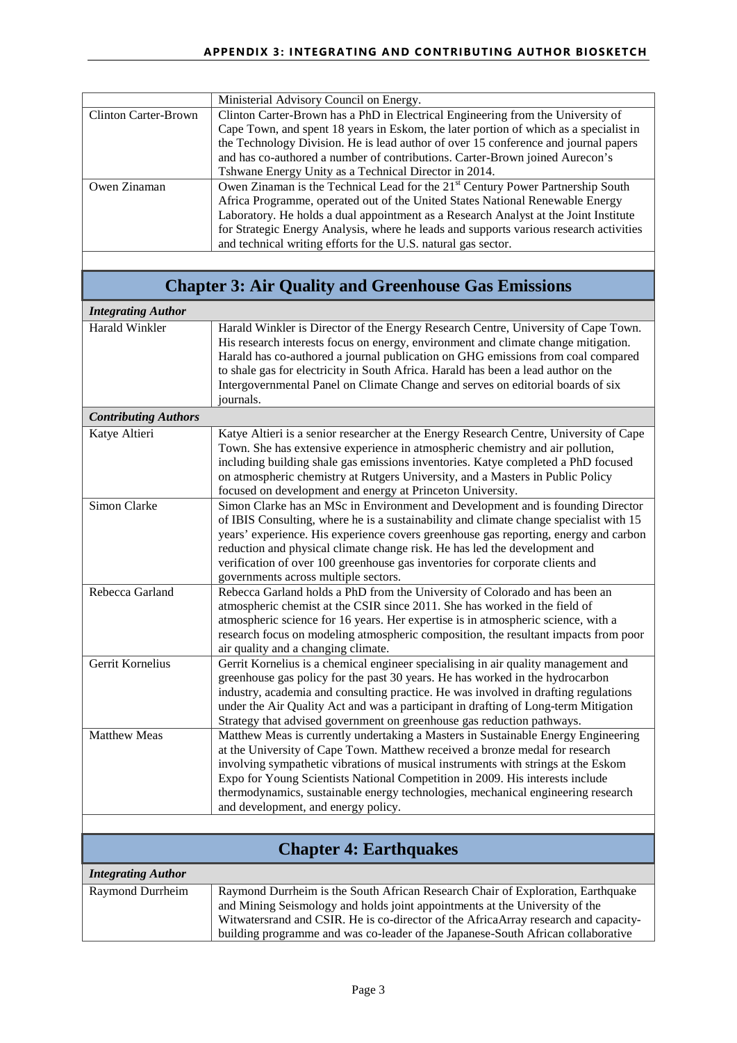|  |  |
|---|---|
|  | Ministerial Advisory Council on Energy. |
| Clinton Carter-Brown | Clinton Carter-Brown has a PhD in Electrical Engineering from the University of Cape Town, and spent 18 years in Eskom, the later portion of which as a specialist in the Technology Division. He is lead author of over 15 conference and journal papers and has co-authored a number of contributions. Carter-Brown joined Aurecon's Tshwane Energy Unity as a Technical Director in 2014. |
| Owen Zinaman | Owen Zinaman is the Technical Lead for the 21st Century Power Partnership South Africa Programme, operated out of the United States National Renewable Energy Laboratory. He holds a dual appointment as a Research Analyst at the Joint Institute for Strategic Energy Analysis, where he leads and supports various research activities and technical writing efforts for the U.S. natural gas sector. |

## Chapter 3: Air Quality and Greenhouse Gas Emissions

| ***Integrating Author*** |  |
|---|---|
| Harald Winkler | Harald Winkler is Director of the Energy Research Centre, University of Cape Town. His research interests focus on energy, environment and climate change mitigation. Harald has co-authored a journal publication on GHG emissions from coal compared to shale gas for electricity in South Africa. Harald has been a lead author on the Intergovernmental Panel on Climate Change and serves on editorial boards of six journals. |
| ***Contributing Authors*** |  |
| Katye Altieri | Katye Altieri is a senior researcher at the Energy Research Centre, University of Cape Town. She has extensive experience in atmospheric chemistry and air pollution, including building shale gas emissions inventories. Katye completed a PhD focused on atmospheric chemistry at Rutgers University, and a Masters in Public Policy focused on development and energy at Princeton University. |
| Simon Clarke | Simon Clarke has an MSc in Environment and Development and is founding Director of IBIS Consulting, where he is a sustainability and climate change specialist with 15 years' experience. His experience covers greenhouse gas reporting, energy and carbon reduction and physical climate change risk. He has led the development and verification of over 100 greenhouse gas inventories for corporate clients and governments across multiple sectors. |
| Rebecca Garland | Rebecca Garland holds a PhD from the University of Colorado and has been an atmospheric chemist at the CSIR since 2011. She has worked in the field of atmospheric science for 16 years. Her expertise is in atmospheric science, with a research focus on modeling atmospheric composition, the resultant impacts from poor air quality and a changing climate. |
| Gerrit Kornelius | Gerrit Kornelius is a chemical engineer specialising in air quality management and greenhouse gas policy for the past 30 years. He has worked in the hydrocarbon industry, academia and consulting practice. He was involved in drafting regulations under the Air Quality Act and was a participant in drafting of Long-term Mitigation Strategy that advised government on greenhouse gas reduction pathways. |
| Matthew Meas | Matthew Meas is currently undertaking a Masters in Sustainable Energy Engineering at the University of Cape Town. Matthew received a bronze medal for research involving sympathetic vibrations of musical instruments with strings at the Eskom Expo for Young Scientists National Competition in 2009. His interests include thermodynamics, sustainable energy technologies, mechanical engineering research and development, and energy policy. |

## Chapter 4: Earthquakes

| ***Integrating Author*** |  |
|---|---|
| Raymond Durrheim | Raymond Durrheim is the South African Research Chair of Exploration, Earthquake and Mining Seismology and holds joint appointments at the University of the Witwatersrand and CSIR. He is co-director of the AfricaArray research and capacity-building programme and was co-leader of the Japanese-South African collaborative |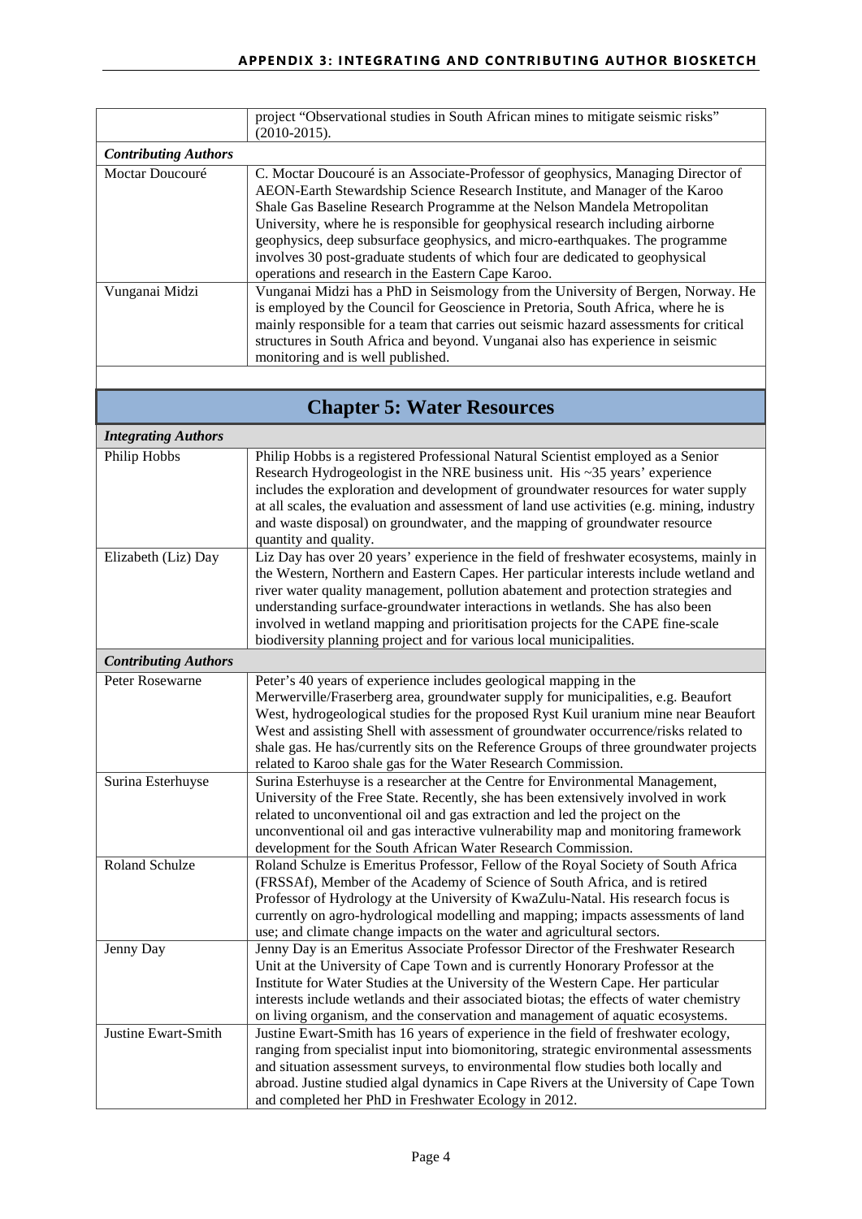| | |
|---|---|
| | project "Observational studies in South African mines to mitigate seismic risks" (2010-2015). |
| ***Contributing Authors*** | |
| Moctar Doucouré | C. Moctar Doucouré is an Associate-Professor of geophysics, Managing Director of AEON-Earth Stewardship Science Research Institute, and Manager of the Karoo Shale Gas Baseline Research Programme at the Nelson Mandela Metropolitan University, where he is responsible for geophysical research including airborne geophysics, deep subsurface geophysics, and micro-earthquakes. The programme involves 30 post-graduate students of which four are dedicated to geophysical operations and research in the Eastern Cape Karoo. |
| Vunganai Midzi | Vunganai Midzi has a PhD in Seismology from the University of Bergen, Norway. He is employed by the Council for Geoscience in Pretoria, South Africa, where he is mainly responsible for a team that carries out seismic hazard assessments for critical structures in South Africa and beyond. Vunganai also has experience in seismic monitoring and is well published. |

## Chapter 5: Water Resources

| | |
|---|---|
| ***Integrating Authors*** | |
| Philip Hobbs | Philip Hobbs is a registered Professional Natural Scientist employed as a Senior Research Hydrogeologist in the NRE business unit. His ~35 years' experience includes the exploration and development of groundwater resources for water supply at all scales, the evaluation and assessment of land use activities (e.g. mining, industry and waste disposal) on groundwater, and the mapping of groundwater resource quantity and quality. |
| Elizabeth (Liz) Day | Liz Day has over 20 years' experience in the field of freshwater ecosystems, mainly in the Western, Northern and Eastern Capes. Her particular interests include wetland and river water quality management, pollution abatement and protection strategies and understanding surface-groundwater interactions in wetlands. She has also been involved in wetland mapping and prioritisation projects for the CAPE fine-scale biodiversity planning project and for various local municipalities. |
| ***Contributing Authors*** | |
| Peter Rosewarne | Peter's 40 years of experience includes geological mapping in the Merwerville/Fraserberg area, groundwater supply for municipalities, e.g. Beaufort West, hydrogeological studies for the proposed Ryst Kuil uranium mine near Beaufort West and assisting Shell with assessment of groundwater occurrence/risks related to shale gas. He has/currently sits on the Reference Groups of three groundwater projects related to Karoo shale gas for the Water Research Commission. |
| Surina Esterhuyse | Surina Esterhuyse is a researcher at the Centre for Environmental Management, University of the Free State. Recently, she has been extensively involved in work related to unconventional oil and gas extraction and led the project on the unconventional oil and gas interactive vulnerability map and monitoring framework development for the South African Water Research Commission. |
| Roland Schulze | Roland Schulze is Emeritus Professor, Fellow of the Royal Society of South Africa (FRSSAf), Member of the Academy of Science of South Africa, and is retired Professor of Hydrology at the University of KwaZulu-Natal. His research focus is currently on agro-hydrological modelling and mapping; impacts assessments of land use; and climate change impacts on the water and agricultural sectors. |
| Jenny Day | Jenny Day is an Emeritus Associate Professor Director of the Freshwater Research Unit at the University of Cape Town and is currently Honorary Professor at the Institute for Water Studies at the University of the Western Cape. Her particular interests include wetlands and their associated biotas; the effects of water chemistry on living organism, and the conservation and management of aquatic ecosystems. |
| Justine Ewart-Smith | Justine Ewart-Smith has 16 years of experience in the field of freshwater ecology, ranging from specialist input into biomonitoring, strategic environmental assessments and situation assessment surveys, to environmental flow studies both locally and abroad. Justine studied algal dynamics in Cape Rivers at the University of Cape Town and completed her PhD in Freshwater Ecology in 2012. |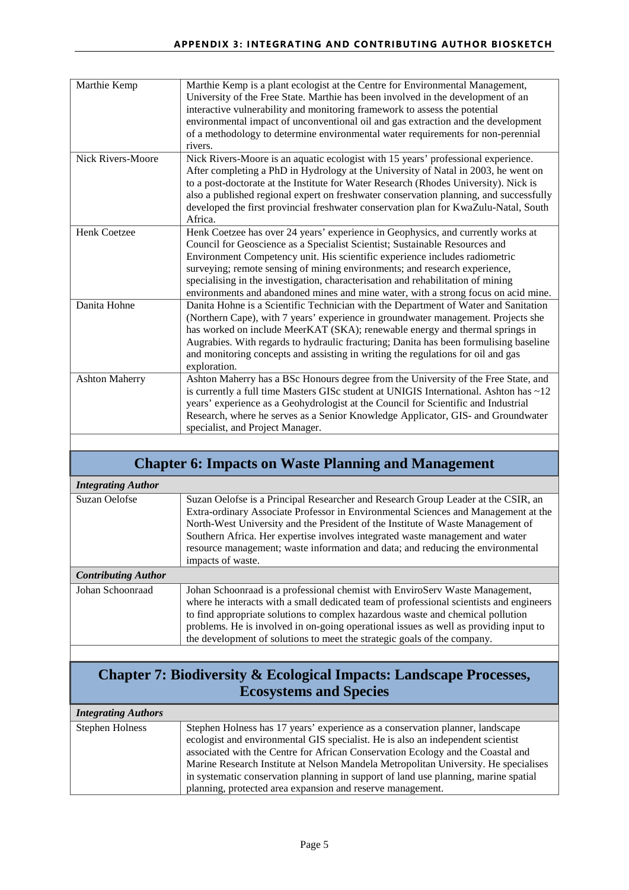| | |
|---|---|
| Marthie Kemp | Marthie Kemp is a plant ecologist at the Centre for Environmental Management, University of the Free State. Marthie has been involved in the development of an interactive vulnerability and monitoring framework to assess the potential environmental impact of unconventional oil and gas extraction and the development of a methodology to determine environmental water requirements for non-perennial rivers. |
| Nick Rivers-Moore | Nick Rivers-Moore is an aquatic ecologist with 15 years' professional experience. After completing a PhD in Hydrology at the University of Natal in 2003, he went on to a post-doctorate at the Institute for Water Research (Rhodes University). Nick is also a published regional expert on freshwater conservation planning, and successfully developed the first provincial freshwater conservation plan for KwaZulu-Natal, South Africa. |
| Henk Coetzee | Henk Coetzee has over 24 years' experience in Geophysics, and currently works at Council for Geoscience as a Specialist Scientist; Sustainable Resources and Environment Competency unit. His scientific experience includes radiometric surveying; remote sensing of mining environments; and research experience, specialising in the investigation, characterisation and rehabilitation of mining environments and abandoned mines and mine water, with a strong focus on acid mine. |
| Danita Hohne | Danita Hohne is a Scientific Technician with the Department of Water and Sanitation (Northern Cape), with 7 years' experience in groundwater management. Projects she has worked on include MeerKAT (SKA); renewable energy and thermal springs in Augrabies. With regards to hydraulic fracturing; Danita has been formulising baseline and monitoring concepts and assisting in writing the regulations for oil and gas exploration. |
| Ashton Maherry | Ashton Maherry has a BSc Honours degree from the University of the Free State, and is currently a full time Masters GISc student at UNIGIS International. Ashton has ~12 years' experience as a Geohydrologist at the Council for Scientific and Industrial Research, where he serves as a Senior Knowledge Applicator, GIS- and Groundwater specialist, and Project Manager. |

## Chapter 6: Impacts on Waste Planning and Management

| | |
|---|---|
| ***Integrating Author*** | |
| Suzan Oelofse | Suzan Oelofse is a Principal Researcher and Research Group Leader at the CSIR, an Extra-ordinary Associate Professor in Environmental Sciences and Management at the North-West University and the President of the Institute of Waste Management of Southern Africa. Her expertise involves integrated waste management and water resource management; waste information and data; and reducing the environmental impacts of waste. |
| ***Contributing Author*** | |
| Johan Schoonraad | Johan Schoonraad is a professional chemist with EnviroServ Waste Management, where he interacts with a small dedicated team of professional scientists and engineers to find appropriate solutions to complex hazardous waste and chemical pollution problems. He is involved in on-going operational issues as well as providing input to the development of solutions to meet the strategic goals of the company. |

## Chapter 7: Biodiversity & Ecological Impacts: Landscape Processes, Ecosystems and Species

| | |
|---|---|
| ***Integrating Authors*** | |
| Stephen Holness | Stephen Holness has 17 years' experience as a conservation planner, landscape ecologist and environmental GIS specialist. He is also an independent scientist associated with the Centre for African Conservation Ecology and the Coastal and Marine Research Institute at Nelson Mandela Metropolitan University. He specialises in systematic conservation planning in support of land use planning, marine spatial planning, protected area expansion and reserve management. |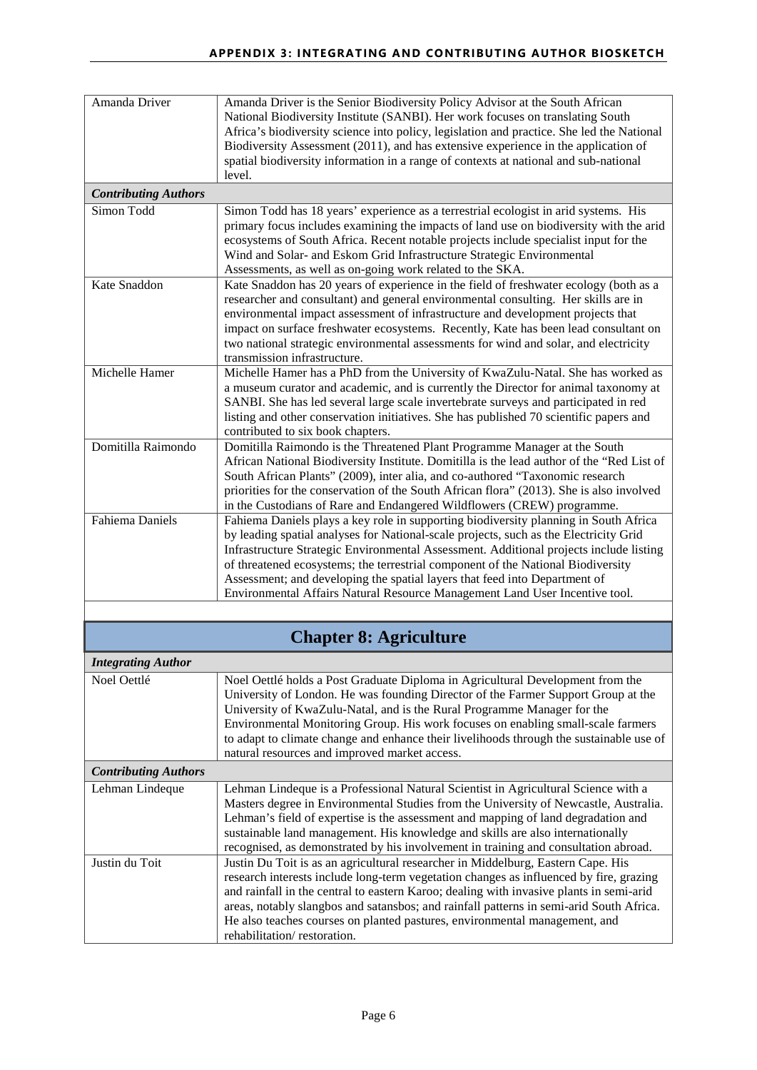| | |
|---|---|
| Amanda Driver | Amanda Driver is the Senior Biodiversity Policy Advisor at the South African National Biodiversity Institute (SANBI). Her work focuses on translating South Africa's biodiversity science into policy, legislation and practice. She led the National Biodiversity Assessment (2011), and has extensive experience in the application of spatial biodiversity information in a range of contexts at national and sub-national level. |
| ***Contributing Authors*** | |
| Simon Todd | Simon Todd has 18 years' experience as a terrestrial ecologist in arid systems. His primary focus includes examining the impacts of land use on biodiversity with the arid ecosystems of South Africa. Recent notable projects include specialist input for the Wind and Solar- and Eskom Grid Infrastructure Strategic Environmental Assessments, as well as on-going work related to the SKA. |
| Kate Snaddon | Kate Snaddon has 20 years of experience in the field of freshwater ecology (both as a researcher and consultant) and general environmental consulting. Her skills are in environmental impact assessment of infrastructure and development projects that impact on surface freshwater ecosystems. Recently, Kate has been lead consultant on two national strategic environmental assessments for wind and solar, and electricity transmission infrastructure. |
| Michelle Hamer | Michelle Hamer has a PhD from the University of KwaZulu-Natal. She has worked as a museum curator and academic, and is currently the Director for animal taxonomy at SANBI. She has led several large scale invertebrate surveys and participated in red listing and other conservation initiatives. She has published 70 scientific papers and contributed to six book chapters. |
| Domitilla Raimondo | Domitilla Raimondo is the Threatened Plant Programme Manager at the South African National Biodiversity Institute. Domitilla is the lead author of the "Red List of South African Plants" (2009), inter alia, and co-authored "Taxonomic research priorities for the conservation of the South African flora" (2013). She is also involved in the Custodians of Rare and Endangered Wildflowers (CREW) programme. |
| Fahiema Daniels | Fahiema Daniels plays a key role in supporting biodiversity planning in South Africa by leading spatial analyses for National-scale projects, such as the Electricity Grid Infrastructure Strategic Environmental Assessment. Additional projects include listing of threatened ecosystems; the terrestrial component of the National Biodiversity Assessment; and developing the spatial layers that feed into Department of Environmental Affairs Natural Resource Management Land User Incentive tool. |

## Chapter 8: Agriculture

| | |
|---|---|
| ***Integrating Author*** | |
| Noel Oettlé | Noel Oettlé holds a Post Graduate Diploma in Agricultural Development from the University of London. He was founding Director of the Farmer Support Group at the University of KwaZulu-Natal, and is the Rural Programme Manager for the Environmental Monitoring Group. His work focuses on enabling small-scale farmers to adapt to climate change and enhance their livelihoods through the sustainable use of natural resources and improved market access. |
| ***Contributing Authors*** | |
| Lehman Lindeque | Lehman Lindeque is a Professional Natural Scientist in Agricultural Science with a Masters degree in Environmental Studies from the University of Newcastle, Australia. Lehman's field of expertise is the assessment and mapping of land degradation and sustainable land management. His knowledge and skills are also internationally recognised, as demonstrated by his involvement in training and consultation abroad. |
| Justin du Toit | Justin Du Toit is as an agricultural researcher in Middelburg, Eastern Cape. His research interests include long-term vegetation changes as influenced by fire, grazing and rainfall in the central to eastern Karoo; dealing with invasive plants in semi-arid areas, notably slangbos and satansbos; and rainfall patterns in semi-arid South Africa. He also teaches courses on planted pastures, environmental management, and rehabilitation/ restoration. |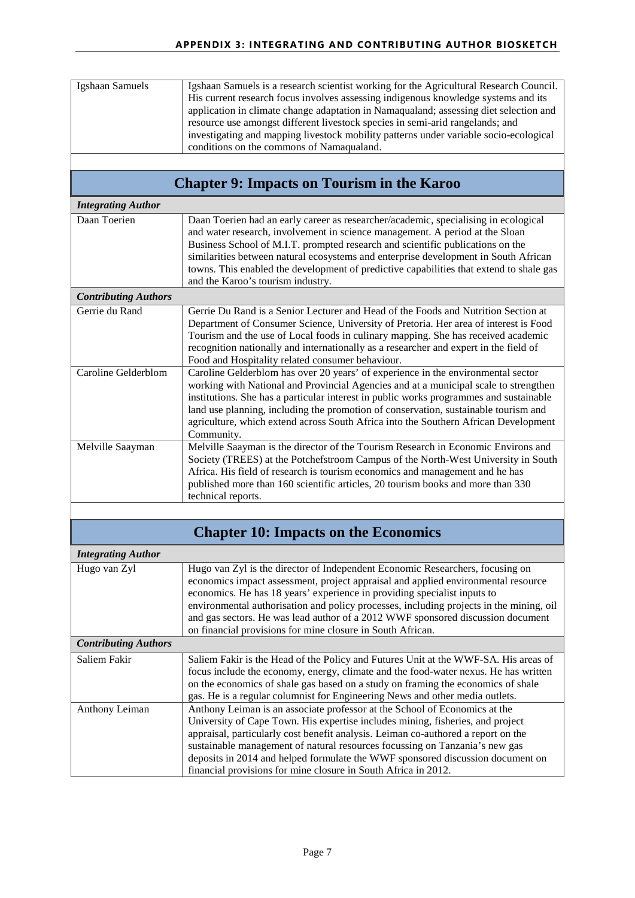| | |
|---|---|
| Igshaan Samuels | Igshaan Samuels is a research scientist working for the Agricultural Research Council. His current research focus involves assessing indigenous knowledge systems and its application in climate change adaptation in Namaqualand; assessing diet selection and resource use amongst different livestock species in semi-arid rangelands; and investigating and mapping livestock mobility patterns under variable socio-ecological conditions on the commons of Namaqualand. |

## Chapter 9: Impacts on Tourism in the Karoo

| | |
|---|---|
| ***Integrating Author*** | |
| Daan Toerien | Daan Toerien had an early career as researcher/academic, specialising in ecological and water research, involvement in science management. A period at the Sloan Business School of M.I.T. prompted research and scientific publications on the similarities between natural ecosystems and enterprise development in South African towns. This enabled the development of predictive capabilities that extend to shale gas and the Karoo's tourism industry. |
| ***Contributing Authors*** | |
| Gerrie du Rand | Gerrie Du Rand is a Senior Lecturer and Head of the Foods and Nutrition Section at Department of Consumer Science, University of Pretoria. Her area of interest is Food Tourism and the use of Local foods in culinary mapping. She has received academic recognition nationally and internationally as a researcher and expert in the field of Food and Hospitality related consumer behaviour. |
| Caroline Gelderblom | Caroline Gelderblom has over 20 years' of experience in the environmental sector working with National and Provincial Agencies and at a municipal scale to strengthen institutions. She has a particular interest in public works programmes and sustainable land use planning, including the promotion of conservation, sustainable tourism and agriculture, which extend across South Africa into the Southern African Development Community. |
| Melville Saayman | Melville Saayman is the director of the Tourism Research in Economic Environs and Society (TREES) at the Potchefstroom Campus of the North-West University in South Africa. His field of research is tourism economics and management and he has published more than 160 scientific articles, 20 tourism books and more than 330 technical reports. |

## Chapter 10: Impacts on the Economics

| | |
|---|---|
| ***Integrating Author*** | |
| Hugo van Zyl | Hugo van Zyl is the director of Independent Economic Researchers, focusing on economics impact assessment, project appraisal and applied environmental resource economics. He has 18 years' experience in providing specialist inputs to environmental authorisation and policy processes, including projects in the mining, oil and gas sectors. He was lead author of a 2012 WWF sponsored discussion document on financial provisions for mine closure in South African. |
| ***Contributing Authors*** | |
| Saliem Fakir | Saliem Fakir is the Head of the Policy and Futures Unit at the WWF-SA. His areas of focus include the economy, energy, climate and the food-water nexus. He has written on the economics of shale gas based on a study on framing the economics of shale gas. He is a regular columnist for Engineering News and other media outlets. |
| Anthony Leiman | Anthony Leiman is an associate professor at the School of Economics at the University of Cape Town. His expertise includes mining, fisheries, and project appraisal, particularly cost benefit analysis. Leiman co-authored a report on the sustainable management of natural resources focussing on Tanzania's new gas deposits in 2014 and helped formulate the WWF sponsored discussion document on financial provisions for mine closure in South Africa in 2012. |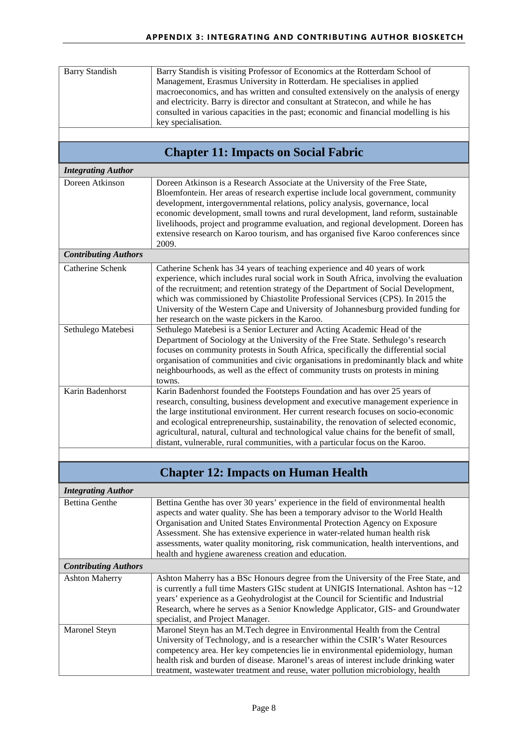| | |
|---|---|
| Barry Standish | Barry Standish is visiting Professor of Economics at the Rotterdam School of Management, Erasmus University in Rotterdam. He specialises in applied macroeconomics, and has written and consulted extensively on the analysis of energy and electricity. Barry is director and consultant at Stratecon, and while he has consulted in various capacities in the past; economic and financial modelling is his key specialisation. |

## Chapter 11: Impacts on Social Fabric

| ***Integrating Author*** | |
|---|---|
| Doreen Atkinson | Doreen Atkinson is a Research Associate at the University of the Free State, Bloemfontein. Her areas of research expertise include local government, community development, intergovernmental relations, policy analysis, governance, local economic development, small towns and rural development, land reform, sustainable livelihoods, project and programme evaluation, and regional development. Doreen has extensive research on Karoo tourism, and has organised five Karoo conferences since 2009. |
| ***Contributing Authors*** | |
| Catherine Schenk | Catherine Schenk has 34 years of teaching experience and 40 years of work experience, which includes rural social work in South Africa, involving the evaluation of the recruitment; and retention strategy of the Department of Social Development, which was commissioned by Chiastolite Professional Services (CPS). In 2015 the University of the Western Cape and University of Johannesburg provided funding for her research on the waste pickers in the Karoo. |
| Sethulego Matebesi | Sethulego Matebesi is a Senior Lecturer and Acting Academic Head of the Department of Sociology at the University of the Free State. Sethulego's research focuses on community protests in South Africa, specifically the differential social organisation of communities and civic organisations in predominantly black and white neighbourhoods, as well as the effect of community trusts on protests in mining towns. |
| Karin Badenhorst | Karin Badenhorst founded the Footsteps Foundation and has over 25 years of research, consulting, business development and executive management experience in the large institutional environment. Her current research focuses on socio-economic and ecological entrepreneurship, sustainability, the renovation of selected economic, agricultural, natural, cultural and technological value chains for the benefit of small, distant, vulnerable, rural communities, with a particular focus on the Karoo. |

## Chapter 12: Impacts on Human Health

| ***Integrating Author*** | |
|---|---|
| Bettina Genthe | Bettina Genthe has over 30 years' experience in the field of environmental health aspects and water quality. She has been a temporary advisor to the World Health Organisation and United States Environmental Protection Agency on Exposure Assessment. She has extensive experience in water-related human health risk assessments, water quality monitoring, risk communication, health interventions, and health and hygiene awareness creation and education. |
| ***Contributing Authors*** | |
| Ashton Maherry | Ashton Maherry has a BSc Honours degree from the University of the Free State, and is currently a full time Masters GISc student at UNIGIS International. Ashton has ~12 years' experience as a Geohydrologist at the Council for Scientific and Industrial Research, where he serves as a Senior Knowledge Applicator, GIS- and Groundwater specialist, and Project Manager. |
| Maronel Steyn | Maronel Steyn has an M.Tech degree in Environmental Health from the Central University of Technology, and is a researcher within the CSIR's Water Resources competency area. Her key competencies lie in environmental epidemiology, human health risk and burden of disease. Maronel's areas of interest include drinking water treatment, wastewater treatment and reuse, water pollution microbiology, health |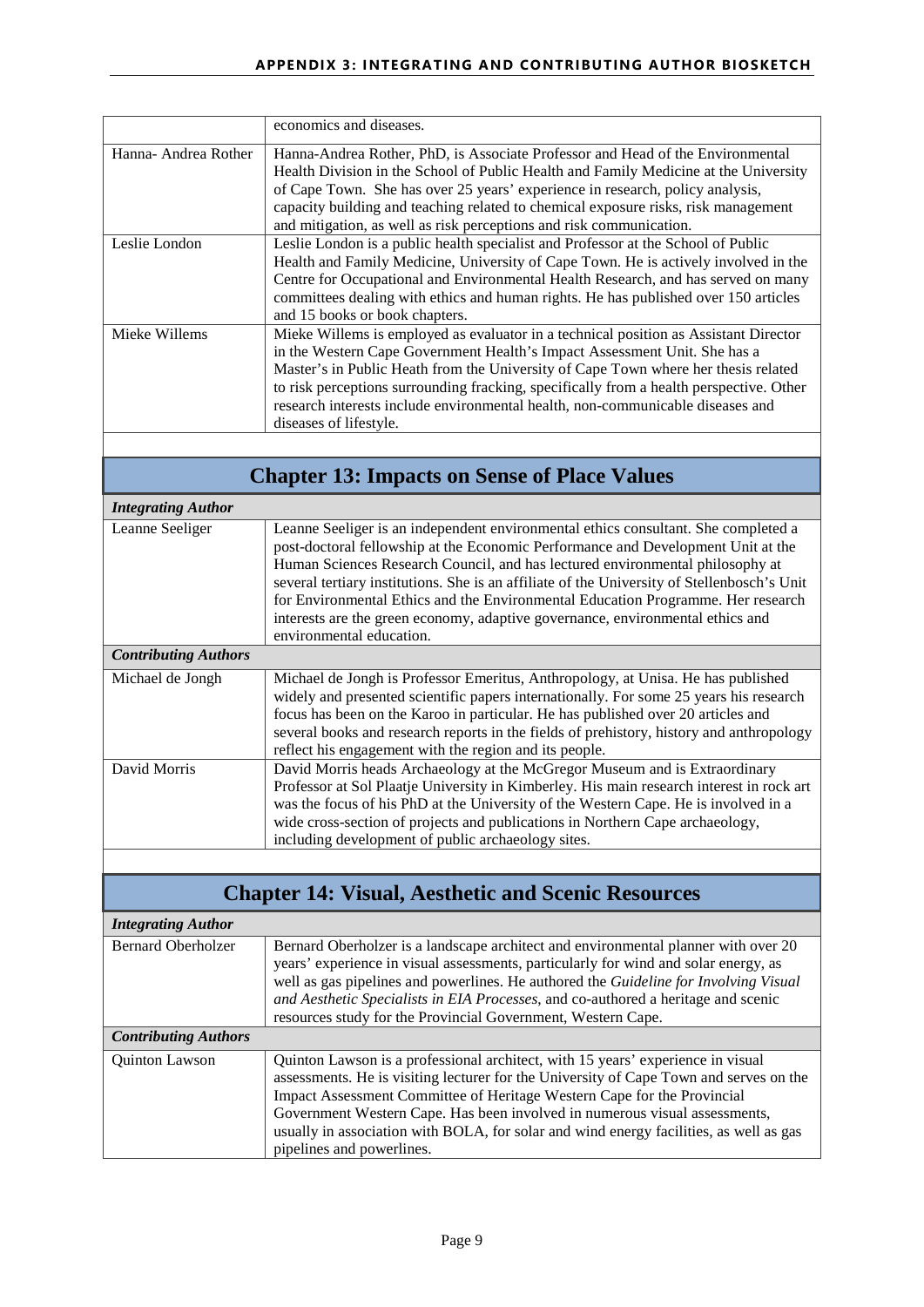| | |
|---|---|
| | economics and diseases. |
| Hanna- Andrea Rother | Hanna-Andrea Rother, PhD, is Associate Professor and Head of the Environmental Health Division in the School of Public Health and Family Medicine at the University of Cape Town. She has over 25 years' experience in research, policy analysis, capacity building and teaching related to chemical exposure risks, risk management and mitigation, as well as risk perceptions and risk communication. |
| Leslie London | Leslie London is a public health specialist and Professor at the School of Public Health and Family Medicine, University of Cape Town. He is actively involved in the Centre for Occupational and Environmental Health Research, and has served on many committees dealing with ethics and human rights. He has published over 150 articles and 15 books or book chapters. |
| Mieke Willems | Mieke Willems is employed as evaluator in a technical position as Assistant Director in the Western Cape Government Health's Impact Assessment Unit. She has a Master's in Public Heath from the University of Cape Town where her thesis related to risk perceptions surrounding fracking, specifically from a health perspective. Other research interests include environmental health, non-communicable diseases and diseases of lifestyle. |

## Chapter 13: Impacts on Sense of Place Values

| | |
|---|---|
| ***Integrating Author*** | |
| Leanne Seeliger | Leanne Seeliger is an independent environmental ethics consultant. She completed a post-doctoral fellowship at the Economic Performance and Development Unit at the Human Sciences Research Council, and has lectured environmental philosophy at several tertiary institutions. She is an affiliate of the University of Stellenbosch's Unit for Environmental Ethics and the Environmental Education Programme. Her research interests are the green economy, adaptive governance, environmental ethics and environmental education. |
| ***Contributing Authors*** | |
| Michael de Jongh | Michael de Jongh is Professor Emeritus, Anthropology, at Unisa. He has published widely and presented scientific papers internationally. For some 25 years his research focus has been on the Karoo in particular. He has published over 20 articles and several books and research reports in the fields of prehistory, history and anthropology reflect his engagement with the region and its people. |
| David Morris | David Morris heads Archaeology at the McGregor Museum and is Extraordinary Professor at Sol Plaatje University in Kimberley. His main research interest in rock art was the focus of his PhD at the University of the Western Cape. He is involved in a wide cross-section of projects and publications in Northern Cape archaeology, including development of public archaeology sites. |

## Chapter 14: Visual, Aesthetic and Scenic Resources

| | |
|---|---|
| ***Integrating Author*** | |
| Bernard Oberholzer | Bernard Oberholzer is a landscape architect and environmental planner with over 20 years' experience in visual assessments, particularly for wind and solar energy, as well as gas pipelines and powerlines. He authored the *Guideline for Involving Visual and Aesthetic Specialists in EIA Processes*, and co-authored a heritage and scenic resources study for the Provincial Government, Western Cape. |
| ***Contributing Authors*** | |
| Quinton Lawson | Quinton Lawson is a professional architect, with 15 years' experience in visual assessments. He is visiting lecturer for the University of Cape Town and serves on the Impact Assessment Committee of Heritage Western Cape for the Provincial Government Western Cape. Has been involved in numerous visual assessments, usually in association with BOLA, for solar and wind energy facilities, as well as gas pipelines and powerlines. |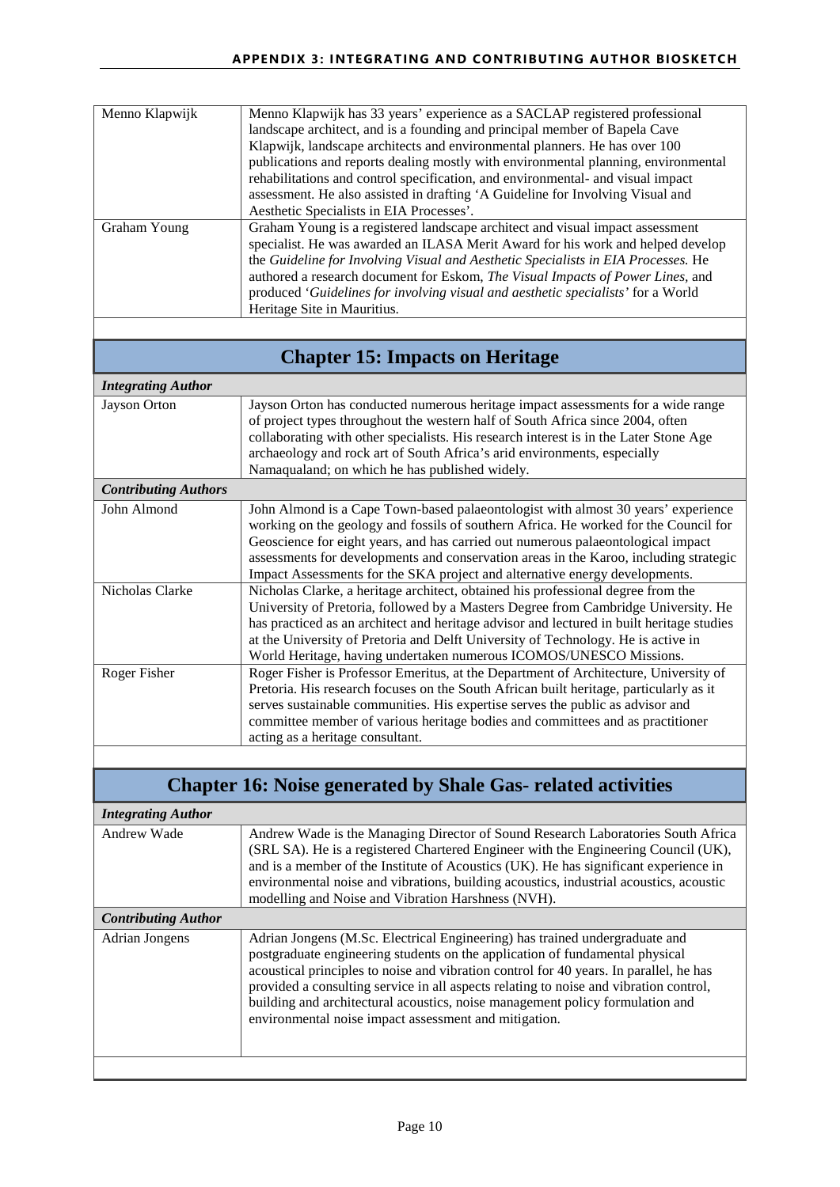| | |
|---|---|
| Menno Klapwijk | Menno Klapwijk has 33 years' experience as a SACLAP registered professional landscape architect, and is a founding and principal member of Bapela Cave Klapwijk, landscape architects and environmental planners. He has over 100 publications and reports dealing mostly with environmental planning, environmental rehabilitations and control specification, and environmental- and visual impact assessment. He also assisted in drafting 'A Guideline for Involving Visual and Aesthetic Specialists in EIA Processes'. |
| Graham Young | Graham Young is a registered landscape architect and visual impact assessment specialist. He was awarded an ILASA Merit Award for his work and helped develop the *Guideline for Involving Visual and Aesthetic Specialists in EIA Processes.* He authored a research document for Eskom, *The Visual Impacts of Power Lines,* and produced '*Guidelines for involving visual and aesthetic specialists'* for a World Heritage Site in Mauritius. |

## Chapter 15: Impacts on Heritage

| *Integrating Author* | |
|---|---|
| Jayson Orton | Jayson Orton has conducted numerous heritage impact assessments for a wide range of project types throughout the western half of South Africa since 2004, often collaborating with other specialists. His research interest is in the Later Stone Age archaeology and rock art of South Africa's arid environments, especially Namaqualand; on which he has published widely. |
| ***Contributing Authors*** | |
| John Almond | John Almond is a Cape Town-based palaeontologist with almost 30 years' experience working on the geology and fossils of southern Africa. He worked for the Council for Geoscience for eight years, and has carried out numerous palaeontological impact assessments for developments and conservation areas in the Karoo, including strategic Impact Assessments for the SKA project and alternative energy developments. |
| Nicholas Clarke | Nicholas Clarke, a heritage architect, obtained his professional degree from the University of Pretoria, followed by a Masters Degree from Cambridge University. He has practiced as an architect and heritage advisor and lectured in built heritage studies at the University of Pretoria and Delft University of Technology. He is active in World Heritage, having undertaken numerous ICOMOS/UNESCO Missions. |
| Roger Fisher | Roger Fisher is Professor Emeritus, at the Department of Architecture, University of Pretoria. His research focuses on the South African built heritage, particularly as it serves sustainable communities. His expertise serves the public as advisor and committee member of various heritage bodies and committees and as practitioner acting as a heritage consultant. |

## Chapter 16: Noise generated by Shale Gas- related activities

| *Integrating Author* | |
|---|---|
| Andrew Wade | Andrew Wade is the Managing Director of Sound Research Laboratories South Africa (SRL SA). He is a registered Chartered Engineer with the Engineering Council (UK), and is a member of the Institute of Acoustics (UK). He has significant experience in environmental noise and vibrations, building acoustics, industrial acoustics, acoustic modelling and Noise and Vibration Harshness (NVH). |
| ***Contributing Author*** | |
| Adrian Jongens | Adrian Jongens (M.Sc. Electrical Engineering) has trained undergraduate and postgraduate engineering students on the application of fundamental physical acoustical principles to noise and vibration control for 40 years. In parallel, he has provided a consulting service in all aspects relating to noise and vibration control, building and architectural acoustics, noise management policy formulation and environmental noise impact assessment and mitigation. |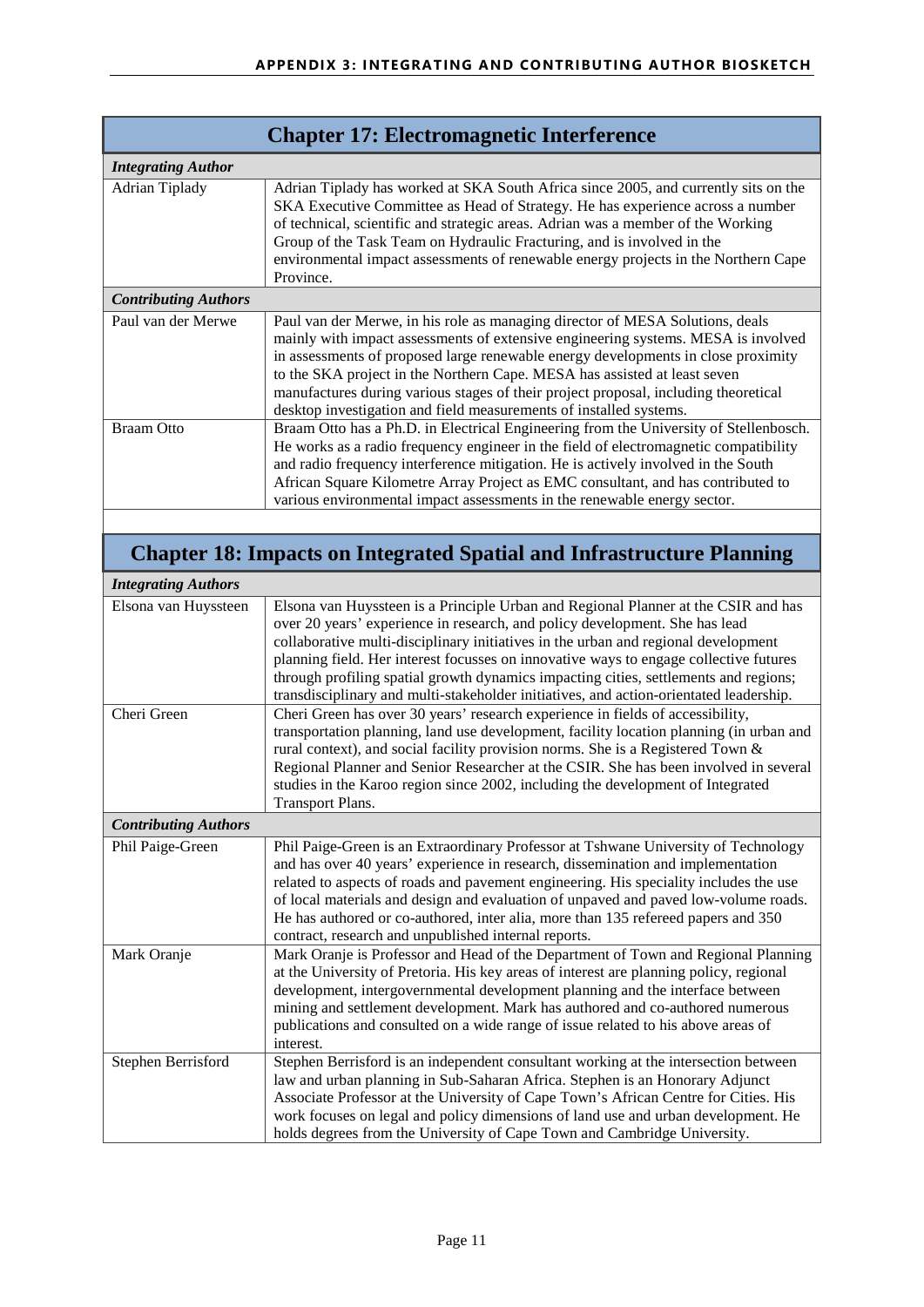## Chapter 17: Electromagnetic Interference

| | |
|---|---|
| ***Integrating Author*** | |
| Adrian Tiplady | Adrian Tiplady has worked at SKA South Africa since 2005, and currently sits on the SKA Executive Committee as Head of Strategy. He has experience across a number of technical, scientific and strategic areas. Adrian was a member of the Working Group of the Task Team on Hydraulic Fracturing, and is involved in the environmental impact assessments of renewable energy projects in the Northern Cape Province. |
| ***Contributing Authors*** | |
| Paul van der Merwe | Paul van der Merwe, in his role as managing director of MESA Solutions, deals mainly with impact assessments of extensive engineering systems. MESA is involved in assessments of proposed large renewable energy developments in close proximity to the SKA project in the Northern Cape. MESA has assisted at least seven manufactures during various stages of their project proposal, including theoretical desktop investigation and field measurements of installed systems. |
| Braam Otto | Braam Otto has a Ph.D. in Electrical Engineering from the University of Stellenbosch. He works as a radio frequency engineer in the field of electromagnetic compatibility and radio frequency interference mitigation. He is actively involved in the South African Square Kilometre Array Project as EMC consultant, and has contributed to various environmental impact assessments in the renewable energy sector. |

## Chapter 18: Impacts on Integrated Spatial and Infrastructure Planning

| | |
|---|---|
| ***Integrating Authors*** | |
| Elsona van Huyssteen | Elsona van Huyssteen is a Principle Urban and Regional Planner at the CSIR and has over 20 years' experience in research, and policy development. She has lead collaborative multi-disciplinary initiatives in the urban and regional development planning field. Her interest focusses on innovative ways to engage collective futures through profiling spatial growth dynamics impacting cities, settlements and regions; transdisciplinary and multi-stakeholder initiatives, and action-orientated leadership. |
| Cheri Green | Cheri Green has over 30 years' research experience in fields of accessibility, transportation planning, land use development, facility location planning (in urban and rural context), and social facility provision norms. She is a Registered Town & Regional Planner and Senior Researcher at the CSIR. She has been involved in several studies in the Karoo region since 2002, including the development of Integrated Transport Plans. |
| ***Contributing Authors*** | |
| Phil Paige-Green | Phil Paige-Green is an Extraordinary Professor at Tshwane University of Technology and has over 40 years' experience in research, dissemination and implementation related to aspects of roads and pavement engineering. His speciality includes the use of local materials and design and evaluation of unpaved and paved low-volume roads. He has authored or co-authored, inter alia, more than 135 refereed papers and 350 contract, research and unpublished internal reports. |
| Mark Oranje | Mark Oranje is Professor and Head of the Department of Town and Regional Planning at the University of Pretoria. His key areas of interest are planning policy, regional development, intergovernmental development planning and the interface between mining and settlement development. Mark has authored and co-authored numerous publications and consulted on a wide range of issue related to his above areas of interest. |
| Stephen Berrisford | Stephen Berrisford is an independent consultant working at the intersection between law and urban planning in Sub-Saharan Africa. Stephen is an Honorary Adjunct Associate Professor at the University of Cape Town's African Centre for Cities. His work focuses on legal and policy dimensions of land use and urban development. He holds degrees from the University of Cape Town and Cambridge University. |